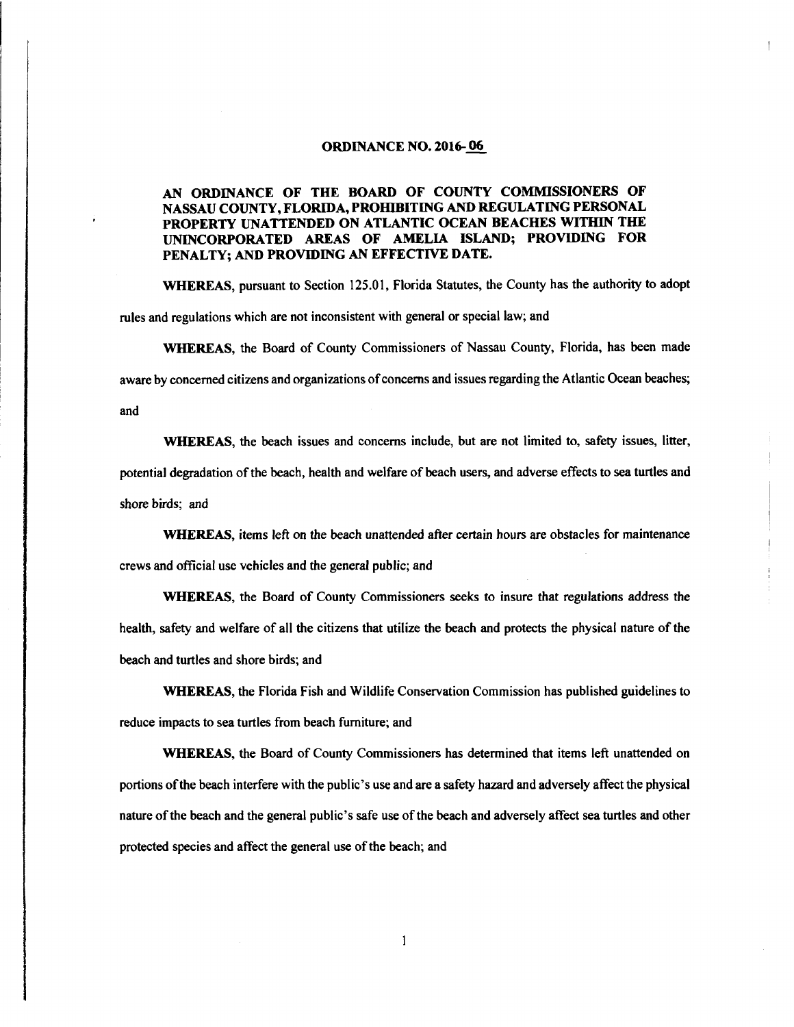# ORDINANCE NO. 2016-06

## AN ORDINANCE OF THE BOARD OF COUNTY COMMISSIONERS OF NASSAU COUNTY, FLORIDA, PROHIBITING AND REGULATING PERSONAL PROPERTY UNATTENDED ON ATLANTIC OCEAN BEACHES WITHIN THE UNINCORPORATED AREAS OF AMELIA ISLAND; PROVIDING FOR PENALTY; AND PROVIDING AN EFFECTIVE DATE.

**WHEREAS**, pursuant to Section 125.01, Florida Statutes, the County has the authority to adopt rules and regulations which are not inconsistent with general or special law; and

**WHEREAS**, the Board of County Commissioners of Nassau County, Florida, has been made aware by concerned citizens and organizations of concerns and issues regarding the Atlantic Ocean beaches; and

**WHEREAS**, the beach issues and concerns include, but are not limited to, safety issues, litter, potential degradation of the beach, health and welfare of beach users, and adverse effects to sea turtles and shore birds; and

**WHEREAS**, items left on the beach unattended after certain hours are obstacles for maintenance crews and official use vehicles and the general public; and

**WHEREAS**, the Board of County Commissioners seeks to insure that regulations address the health, safety and welfare of all the citizens that utilize the beach and protects the physical nature of the beach and turtles and shore birds; and

**WHEREAS**, the Florida Fish and Wildlife Conservation Commission has published guidelines to reduce impacts to sea turtles from beach furniture; and

**WHEREAS**, the Board of County Commissioners has determined that items left unattended on portions of the beach interfere with the public's use and are a safety hazard and adversely affect the physical nature of the beach and the general public's safe use of the beach and adversely affect sea turtles and other protected species and affect the general use of the beach; and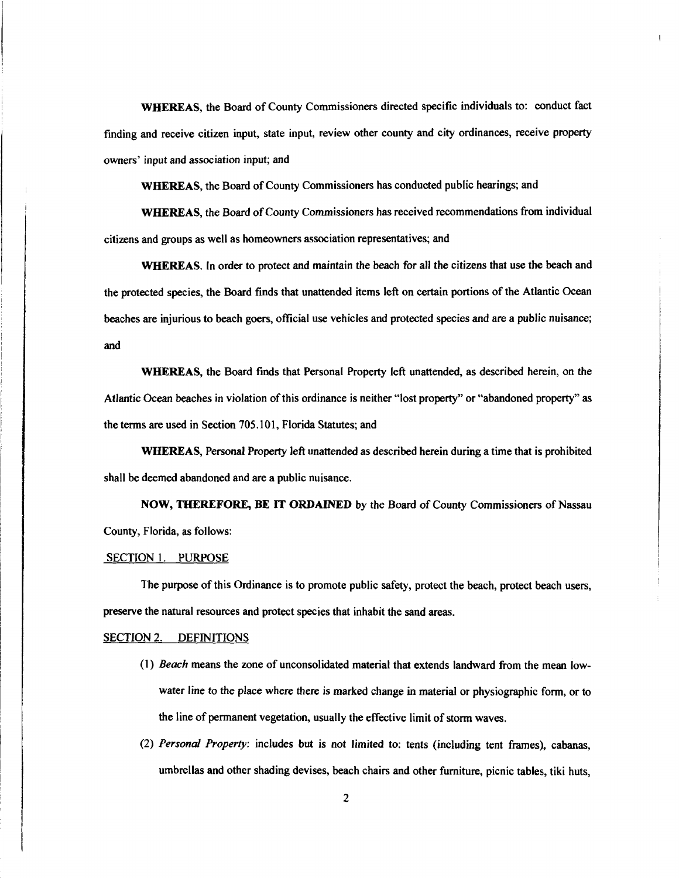**WHEREAS**, the Board of County Commissioners directed specific individuals to: conduct fact finding and receive citizen input, state input, review other county and city ordinances, receive property owners' input and association input; and

**WHEREAS**, the Board of County Commissioners has conducted public hearings; and

**WHEREAS**, the Board of County Commissioners has received recommendations from individual citizens and groups as well as homeowners association representatives; and

**WHEREAS**. In order to protect and maintain the beach for all the citizens that use the beach and the protected species, the Board finds that unattended items left on certain portions of the Atlantic Ocean beaches are injurious to beach goers, official use vehicles and protected species and are a public nuisance; and

**WHEREAS**, the Board finds that Personal Property left unattended, as described herein, on the Atlantic Ocean beaches in violation of this ordinance is neither "lost property" or "abandoned property" as the terms are used in Section 705.101, Florida Statutes; and

**WHEREAS**, Personal Property left unattended as described herein during a time that is prohibited shall be deemed abandoned and are a public nuisance.

**NOW, THEREFORE, BE IT ORDAINED** by the Board of County Commissioners of Nassau County, Florida, as follows:

## SECTION 1. PURPOSE

The purpose of this Ordinance is to promote public safety, protect the beach, protect beach users, preserve the natural resources and protect species that inhabit the sand areas.

## SECTION 2. DEFINITIONS

(1) *Beach* means the zone of unconsolidated material that extends landward from the mean low-water line to the place where there is marked change in material or physiographic form, or to the line of permanent vegetation, usually the effective limit of storm waves.

(2) *Personal Property*: includes but is not limited to: tents (including tent frames), cabanas, umbrellas and other shading devises, beach chairs and other furniture, picnic tables, tiki huts,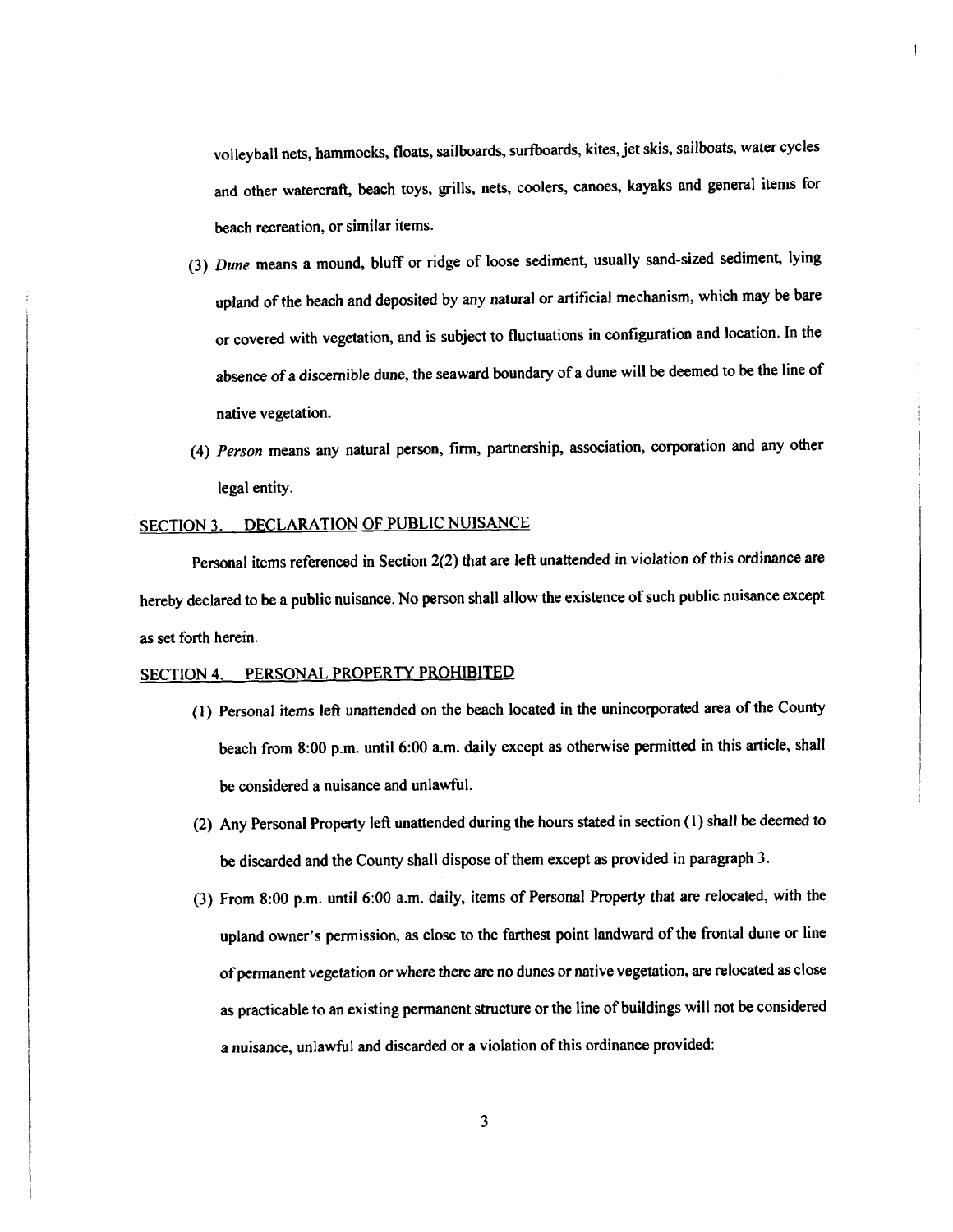volleyball nets, hammocks, floats, sailboards, surfboards, kites, jet skis, sailboats, water cycles and other watercraft, beach toys, grills, nets, coolers, canoes, kayaks and general items for beach recreation, or similar items.

(3) *Dune* means a mound, bluff or ridge of loose sediment, usually sand-sized sediment, lying upland of the beach and deposited by any natural or artificial mechanism, which may be bare or covered with vegetation, and is subject to fluctuations in configuration and location. In the absence of a discernible dune, the seaward boundary of a dune will be deemed to be the line of native vegetation.

(4) *Person* means any natural person, firm, partnership, association, corporation and any other legal entity.

## SECTION 3. DECLARATION OF PUBLIC NUISANCE

Personal items referenced in Section 2(2) that are left unattended in violation of this ordinance are hereby declared to be a public nuisance. No person shall allow the existence of such public nuisance except as set forth herein.

## SECTION 4. PERSONAL PROPERTY PROHIBITED

(1) Personal items left unattended on the beach located in the unincorporated area of the County beach from 8:00 p.m. until 6:00 a.m. daily except as otherwise permitted in this article, shall be considered a nuisance and unlawful.

(2) Any Personal Property left unattended during the hours stated in section (1) shall be deemed to be discarded and the County shall dispose of them except as provided in paragraph 3.

(3) From 8:00 p.m. until 6:00 a.m. daily, items of Personal Property that are relocated, with the upland owner's permission, as close to the farthest point landward of the frontal dune or line of permanent vegetation or where there are no dunes or native vegetation, are relocated as close as practicable to an existing permanent structure or the line of buildings will not be considered a nuisance, unlawful and discarded or a violation of this ordinance provided: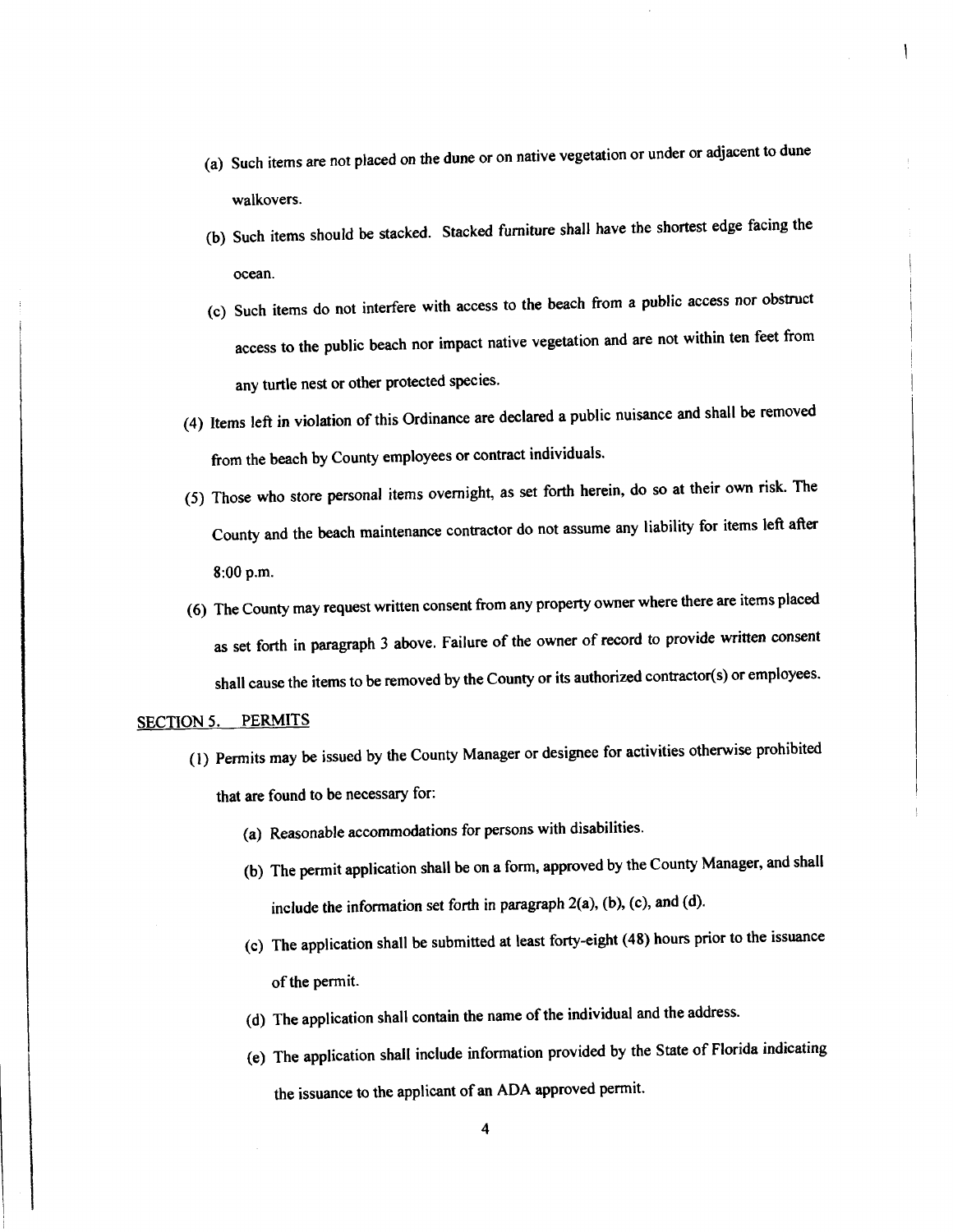(a) Such items are not placed on the dune or on native vegetation or under or adjacent to dune walkovers.

(b) Such items should be stacked. Stacked furniture shall have the shortest edge facing the ocean.

(c) Such items do not interfere with access to the beach from a public access nor obstruct access to the public beach nor impact native vegetation and are not within ten feet from any turtle nest or other protected species.

(4) Items left in violation of this Ordinance are declared a public nuisance and shall be removed from the beach by County employees or contract individuals.

(5) Those who store personal items overnight, as set forth herein, do so at their own risk. The County and the beach maintenance contractor do not assume any liability for items left after 8:00 p.m.

(6) The County may request written consent from any property owner where there are items placed as set forth in paragraph 3 above. Failure of the owner of record to provide written consent shall cause the items to be removed by the County or its authorized contractor(s) or employees.

SECTION 5. PERMITS

(1) Permits may be issued by the County Manager or designee for activities otherwise prohibited that are found to be necessary for:

(a) Reasonable accommodations for persons with disabilities.

(b) The permit application shall be on a form, approved by the County Manager, and shall include the information set forth in paragraph 2(a), (b), (c), and (d).

(c) The application shall be submitted at least forty-eight (48) hours prior to the issuance of the permit.

(d) The application shall contain the name of the individual and the address.

(e) The application shall include information provided by the State of Florida indicating the issuance to the applicant of an ADA approved permit.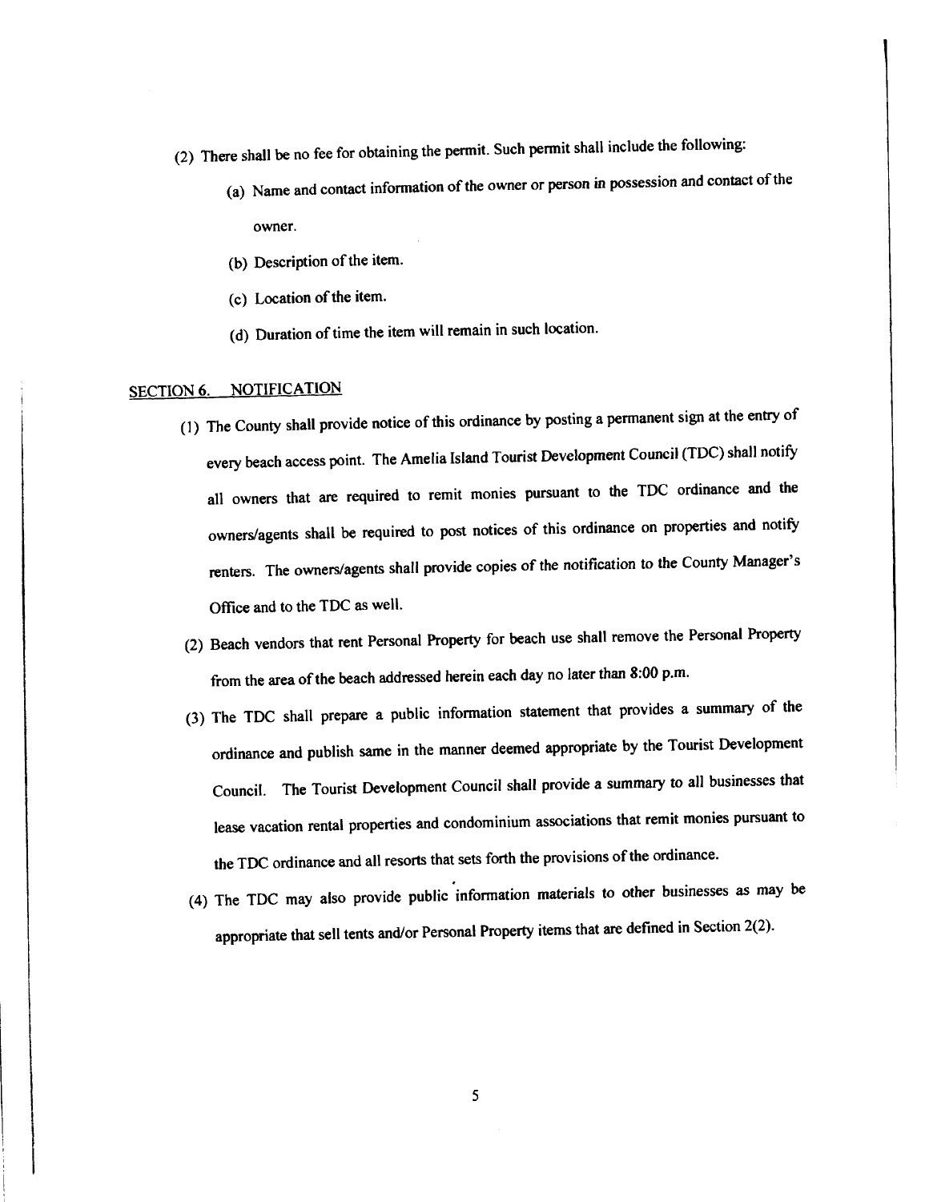(2) There shall be no fee for obtaining the permit. Such permit shall include the following:

   (a) Name and contact information of the owner or person in possession and contact of the owner.

   (b) Description of the item.

   (c) Location of the item.

   (d) Duration of time the item will remain in such location.

## SECTION 6. NOTIFICATION

(1) The County shall provide notice of this ordinance by posting a permanent sign at the entry of every beach access point. The Amelia Island Tourist Development Council (TDC) shall notify all owners that are required to remit monies pursuant to the TDC ordinance and the owners/agents shall be required to post notices of this ordinance on properties and notify renters. The owners/agents shall provide copies of the notification to the County Manager's Office and to the TDC as well.

(2) Beach vendors that rent Personal Property for beach use shall remove the Personal Property from the area of the beach addressed herein each day no later than 8:00 p.m.

(3) The TDC shall prepare a public information statement that provides a summary of the ordinance and publish same in the manner deemed appropriate by the Tourist Development Council. The Tourist Development Council shall provide a summary to all businesses that lease vacation rental properties and condominium associations that remit monies pursuant to the TDC ordinance and all resorts that sets forth the provisions of the ordinance.

(4) The TDC may also provide public information materials to other businesses as may be appropriate that sell tents and/or Personal Property items that are defined in Section 2(2).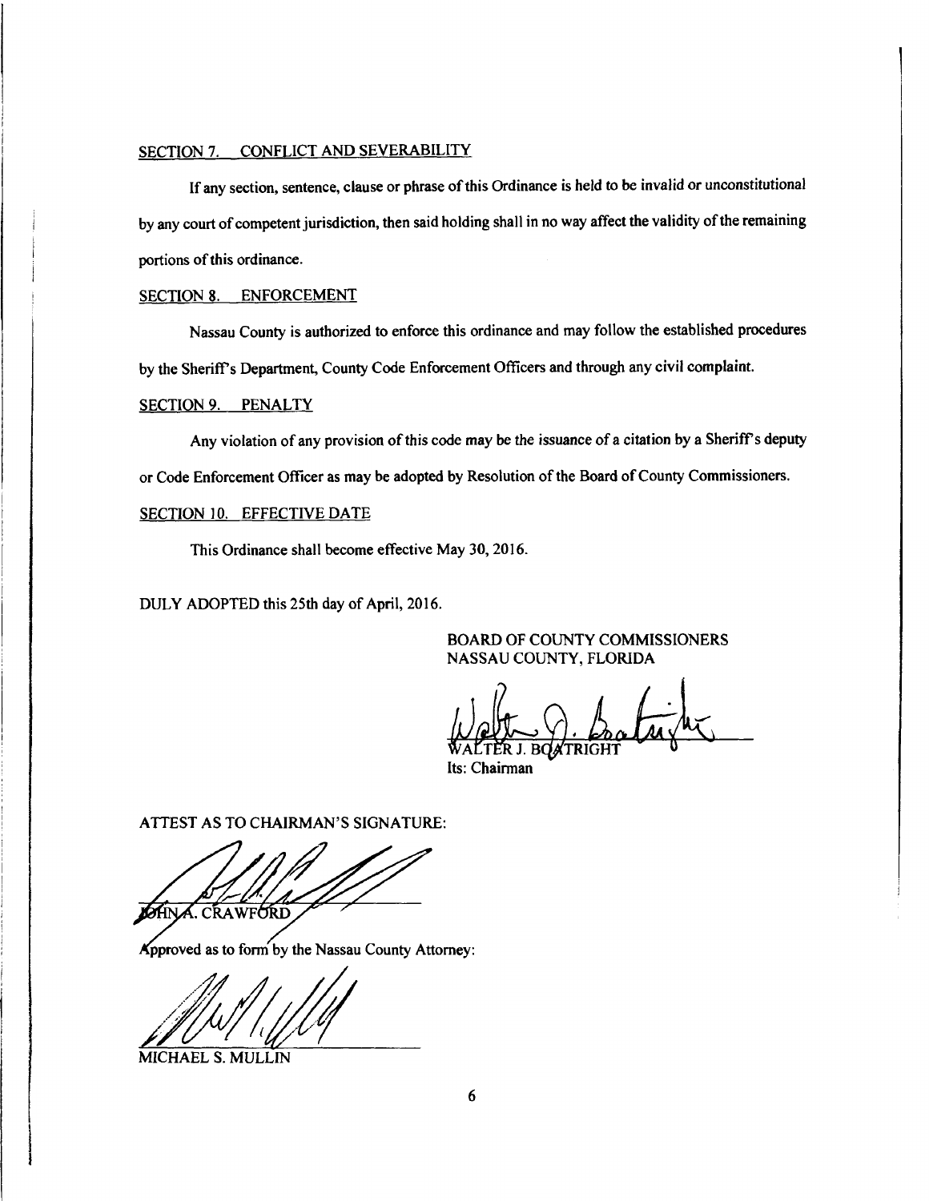SECTION 7. CONFLICT AND SEVERABILITY

If any section, sentence, clause or phrase of this Ordinance is held to be invalid or unconstitutional by any court of competent jurisdiction, then said holding shall in no way affect the validity of the remaining portions of this ordinance.

SECTION 8. ENFORCEMENT

Nassau County is authorized to enforce this ordinance and may follow the established procedures by the Sheriff's Department, County Code Enforcement Officers and through any civil complaint.

SECTION 9. PENALTY

Any violation of any provision of this code may be the issuance of a citation by a Sheriff's deputy or Code Enforcement Officer as may be adopted by Resolution of the Board of County Commissioners.

SECTION 10. EFFECTIVE DATE

This Ordinance shall become effective May 30, 2016.

DULY ADOPTED this 25th day of April, 2016.

BOARD OF COUNTY COMMISSIONERS
NASSAU COUNTY, FLORIDA

WALTER J. BOATRIGHT
Its: Chairman

ATTEST AS TO CHAIRMAN'S SIGNATURE:

JOHN A. CRAWFORD

Approved as to form by the Nassau County Attorney:

MICHAEL S. MULLIN